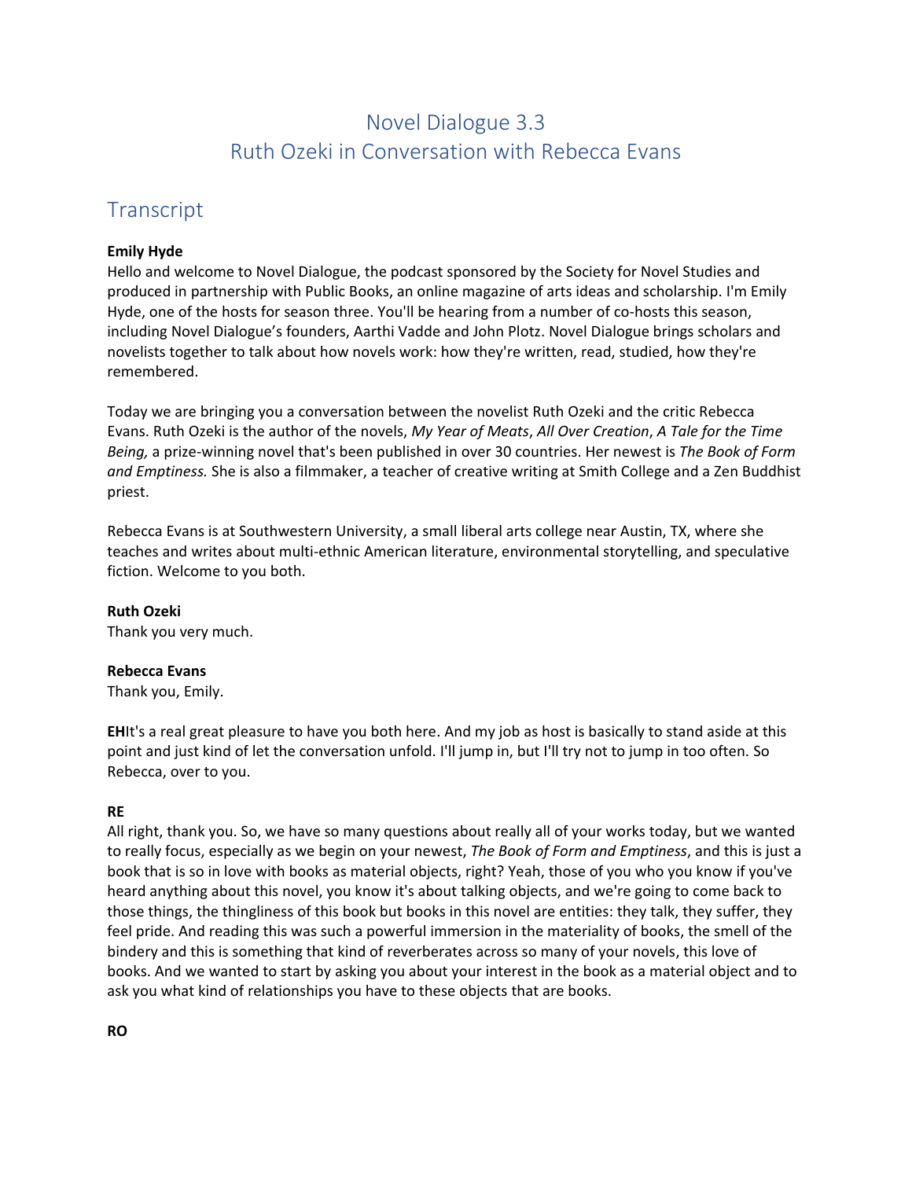# Novel Dialogue 3.3
# Ruth Ozeki in Conversation with Rebecca Evans

## Transcript

**Emily Hyde**
Hello and welcome to Novel Dialogue, the podcast sponsored by the Society for Novel Studies and produced in partnership with Public Books, an online magazine of arts ideas and scholarship. I'm Emily Hyde, one of the hosts for season three. You'll be hearing from a number of co-hosts this season, including Novel Dialogue's founders, Aarthi Vadde and John Plotz. Novel Dialogue brings scholars and novelists together to talk about how novels work: how they're written, read, studied, how they're remembered.

Today we are bringing you a conversation between the novelist Ruth Ozeki and the critic Rebecca Evans. Ruth Ozeki is the author of the novels, *My Year of Meats*, *All Over Creation*, *A Tale for the Time Being,* a prize-winning novel that's been published in over 30 countries. Her newest is *The Book of Form and Emptiness.* She is also a filmmaker, a teacher of creative writing at Smith College and a Zen Buddhist priest.

Rebecca Evans is at Southwestern University, a small liberal arts college near Austin, TX, where she teaches and writes about multi-ethnic American literature, environmental storytelling, and speculative fiction. Welcome to you both.

**Ruth Ozeki**
Thank you very much.

**Rebecca Evans**
Thank you, Emily.

**EH**It's a real great pleasure to have you both here. And my job as host is basically to stand aside at this point and just kind of let the conversation unfold. I'll jump in, but I'll try not to jump in too often. So Rebecca, over to you.

**RE**
All right, thank you. So, we have so many questions about really all of your works today, but we wanted to really focus, especially as we begin on your newest, *The Book of Form and Emptiness*, and this is just a book that is so in love with books as material objects, right? Yeah, those of you who you know if you've heard anything about this novel, you know it's about talking objects, and we're going to come back to those things, the thingliness of this book but books in this novel are entities: they talk, they suffer, they feel pride. And reading this was such a powerful immersion in the materiality of books, the smell of the bindery and this is something that kind of reverberates across so many of your novels, this love of books. And we wanted to start by asking you about your interest in the book as a material object and to ask you what kind of relationships you have to these objects that are books.

**RO**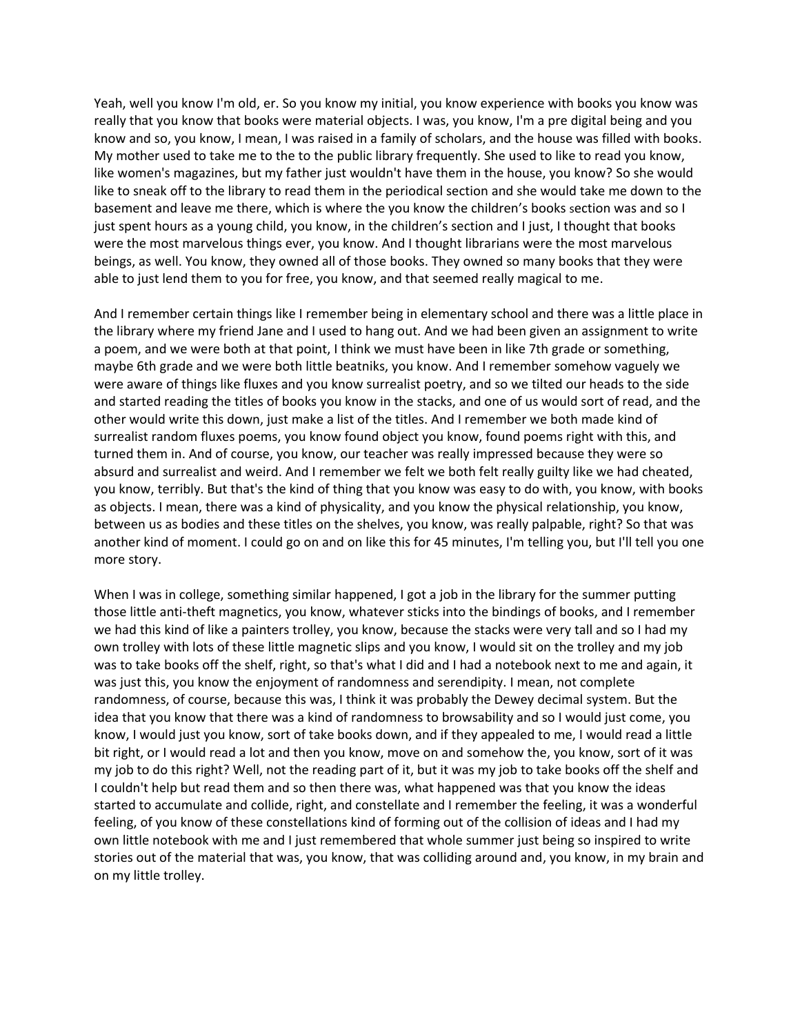Yeah, well you know I'm old, er. So you know my initial, you know experience with books you know was really that you know that books were material objects. I was, you know, I'm a pre digital being and you know and so, you know, I mean, I was raised in a family of scholars, and the house was filled with books. My mother used to take me to the to the to the public library frequently. She used to like to read you know, like women's magazines, but my father just wouldn't have them in the house, you know? So she would like to sneak off to the library to read them in the periodical section and she would take me down to the basement and leave me there, which is where the you know the children's books section was and so I just spent hours as a young child, you know, in the children's section and I just, I thought that books were the most marvelous things ever, you know. And I thought librarians were the most marvelous beings, as well. You know, they owned all of those books. They owned so many books that they were able to just lend them to you for free, you know, and that seemed really magical to me.

And I remember certain things like I remember being in elementary school and there was a little place in the library where my friend Jane and I used to hang out. And we had been given an assignment to write a poem, and we were both at that point, I think we must have been in like 7th grade or something, maybe 6th grade and we were both little beatniks, you know. And I remember somehow vaguely we were aware of things like fluxes and you know surrealist poetry, and so we tilted our heads to the side and started reading the titles of books you know in the stacks, and one of us would sort of read, and the other would write this down, just make a list of the titles. And I remember we both made kind of surrealist random fluxes poems, you know found object you know, found poems right with this, and turned them in. And of course, you know, our teacher was really impressed because they were so absurd and surrealist and weird. And I remember we felt we both felt really guilty like we had cheated, you know, terribly. But that's the kind of thing that you know was easy to do with, you know, with books as objects. I mean, there was a kind of physicality, and you know the physical relationship, you know, between us as bodies and these titles on the shelves, you know, was really palpable, right? So that was another kind of moment. I could go on and on like this for 45 minutes, I'm telling you, but I'll tell you one more story.

When I was in college, something similar happened, I got a job in the library for the summer putting those little anti-theft magnetics, you know, whatever sticks into the bindings of books, and I remember we had this kind of like a painters trolley, you know, because the stacks were very tall and so I had my own trolley with lots of these little magnetic slips and you know, I would sit on the trolley and my job was to take books off the shelf, right, so that's what I did and I had a notebook next to me and again, it was just this, you know the enjoyment of randomness and serendipity. I mean, not complete randomness, of course, because this was, I think it was probably the Dewey decimal system. But the idea that you know that there was a kind of randomness to browsability and so I would just come, you know, I would just you know, sort of take books down, and if they appealed to me, I would read a little bit right, or I would read a lot and then you know, move on and somehow the, you know, sort of it was my job to do this right? Well, not the reading part of it, but it was my job to take books off the shelf and I couldn't help but read them and so then there was, what happened was that you know the ideas started to accumulate and collide, right, and constellate and I remember the feeling, it was a wonderful feeling, of you know of these constellations kind of forming out of the collision of ideas and I had my own little notebook with me and I just remembered that whole summer just being so inspired to write stories out of the material that was, you know, that was colliding around and, you know, in my brain and on my little trolley.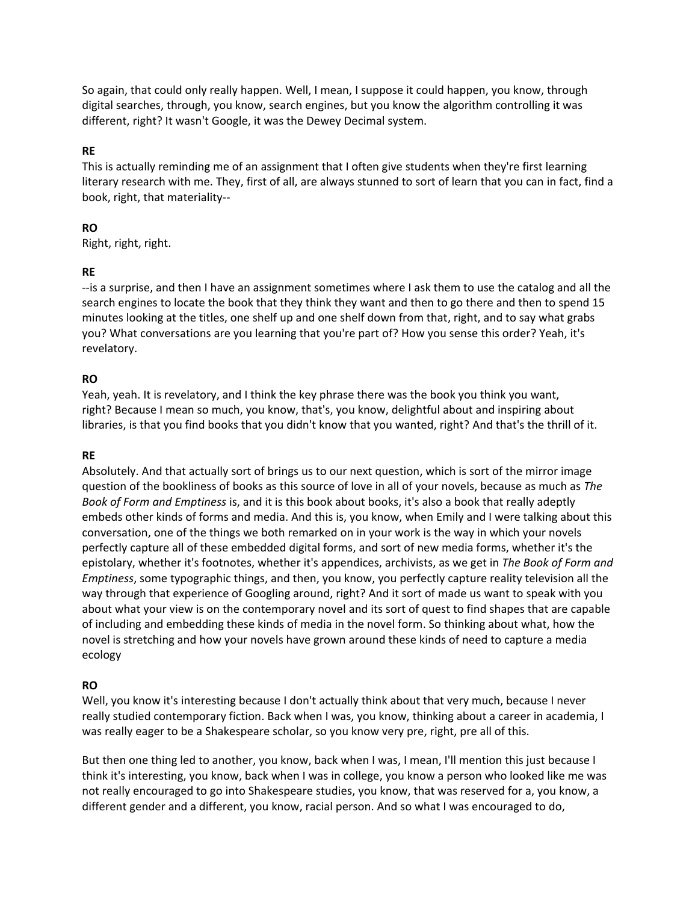So again, that could only really happen. Well, I mean, I suppose it could happen, you know, through digital searches, through, you know, search engines, but you know the algorithm controlling it was different, right? It wasn't Google, it was the Dewey Decimal system.

**RE**

This is actually reminding me of an assignment that I often give students when they're first learning literary research with me. They, first of all, are always stunned to sort of learn that you can in fact, find a book, right, that materiality--

**RO**

Right, right, right.

**RE**

--is a surprise, and then I have an assignment sometimes where I ask them to use the catalog and all the search engines to locate the book that they think they want and then to go there and then to spend 15 minutes looking at the titles, one shelf up and one shelf down from that, right, and to say what grabs you? What conversations are you learning that you're part of? How you sense this order? Yeah, it's revelatory.

**RO**

Yeah, yeah. It is revelatory, and I think the key phrase there was the book you think you want, right? Because I mean so much, you know, that's, you know, delightful about and inspiring about libraries, is that you find books that you didn't know that you wanted, right? And that's the thrill of it.

**RE**

Absolutely. And that actually sort of brings us to our next question, which is sort of the mirror image question of the bookliness of books as this source of love in all of your novels, because as much as *The Book of Form and Emptiness* is, and it is this book about books, it's also a book that really adeptly embeds other kinds of forms and media. And this is, you know, when Emily and I were talking about this conversation, one of the things we both remarked on in your work is the way in which your novels perfectly capture all of these embedded digital forms, and sort of new media forms, whether it's the epistolary, whether it's footnotes, whether it's appendices, archivists, as we get in *The Book of Form and Emptiness*, some typographic things, and then, you know, you perfectly capture reality television all the way through that experience of Googling around, right? And it sort of made us want to speak with you about what your view is on the contemporary novel and its sort of quest to find shapes that are capable of including and embedding these kinds of media in the novel form. So thinking about what, how the novel is stretching and how your novels have grown around these kinds of need to capture a media ecology

**RO**

Well, you know it's interesting because I don't actually think about that very much, because I never really studied contemporary fiction. Back when I was, you know, thinking about a career in academia, I was really eager to be a Shakespeare scholar, so you know very pre, right, pre all of this.

But then one thing led to another, you know, back when I was, I mean, I'll mention this just because I think it's interesting, you know, back when I was in college, you know a person who looked like me was not really encouraged to go into Shakespeare studies, you know, that was reserved for a, you know, a different gender and a different, you know, racial person. And so what I was encouraged to do,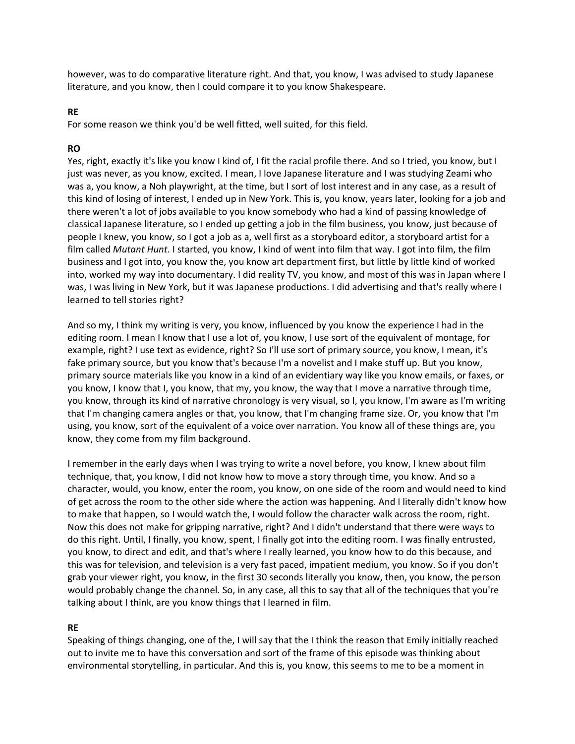however, was to do comparative literature right. And that, you know, I was advised to study Japanese literature, and you know, then I could compare it to you know Shakespeare.

**RE**

For some reason we think you'd be well fitted, well suited, for this field.

**RO**

Yes, right, exactly it's like you know I kind of, I fit the racial profile there. And so I tried, you know, but I just was never, as you know, excited. I mean, I love Japanese literature and I was studying Zeami who was a, you know, a Noh playwright, at the time, but I sort of lost interest and in any case, as a result of this kind of losing of interest, I ended up in New York. This is, you know, years later, looking for a job and there weren't a lot of jobs available to you know somebody who had a kind of passing knowledge of classical Japanese literature, so I ended up getting a job in the film business, you know, just because of people I knew, you know, so I got a job as a, well first as a storyboard editor, a storyboard artist for a film called *Mutant Hunt*. I started, you know, I kind of went into film that way. I got into film, the film business and I got into, you know the, you know art department first, but little by little kind of worked into, worked my way into documentary. I did reality TV, you know, and most of this was in Japan where I was, I was living in New York, but it was Japanese productions. I did advertising and that's really where I learned to tell stories right?

And so my, I think my writing is very, you know, influenced by you know the experience I had in the editing room. I mean I know that I use a lot of, you know, I use sort of the equivalent of montage, for example, right? I use text as evidence, right? So I'll use sort of primary source, you know, I mean, it's fake primary source, but you know that's because I'm a novelist and I make stuff up. But you know, primary source materials like you know in a kind of an evidentiary way like you know emails, or faxes, or you know, I know that I, you know, that my, you know, the way that I move a narrative through time, you know, through its kind of narrative chronology is very visual, so I, you know, I'm aware as I'm writing that I'm changing camera angles or that, you know, that I'm changing frame size. Or, you know that I'm using, you know, sort of the equivalent of a voice over narration. You know all of these things are, you know, they come from my film background.

I remember in the early days when I was trying to write a novel before, you know, I knew about film technique, that, you know, I did not know how to move a story through time, you know. And so a character, would, you know, enter the room, you know, on one side of the room and would need to kind of get across the room to the other side where the action was happening. And I literally didn't know how to make that happen, so I would watch the, I would follow the character walk across the room, right. Now this does not make for gripping narrative, right? And I didn't understand that there were ways to do this right. Until, I finally, you know, spent, I finally got into the editing room. I was finally entrusted, you know, to direct and edit, and that's where I really learned, you know how to do this because, and this was for television, and television is a very fast paced, impatient medium, you know. So if you don't grab your viewer right, you know, in the first 30 seconds literally you know, then, you know, the person would probably change the channel. So, in any case, all this to say that all of the techniques that you're talking about I think, are you know things that I learned in film.

**RE**

Speaking of things changing, one of the, I will say that the I think the reason that Emily initially reached out to invite me to have this conversation and sort of the frame of this episode was thinking about environmental storytelling, in particular. And this is, you know, this seems to me to be a moment in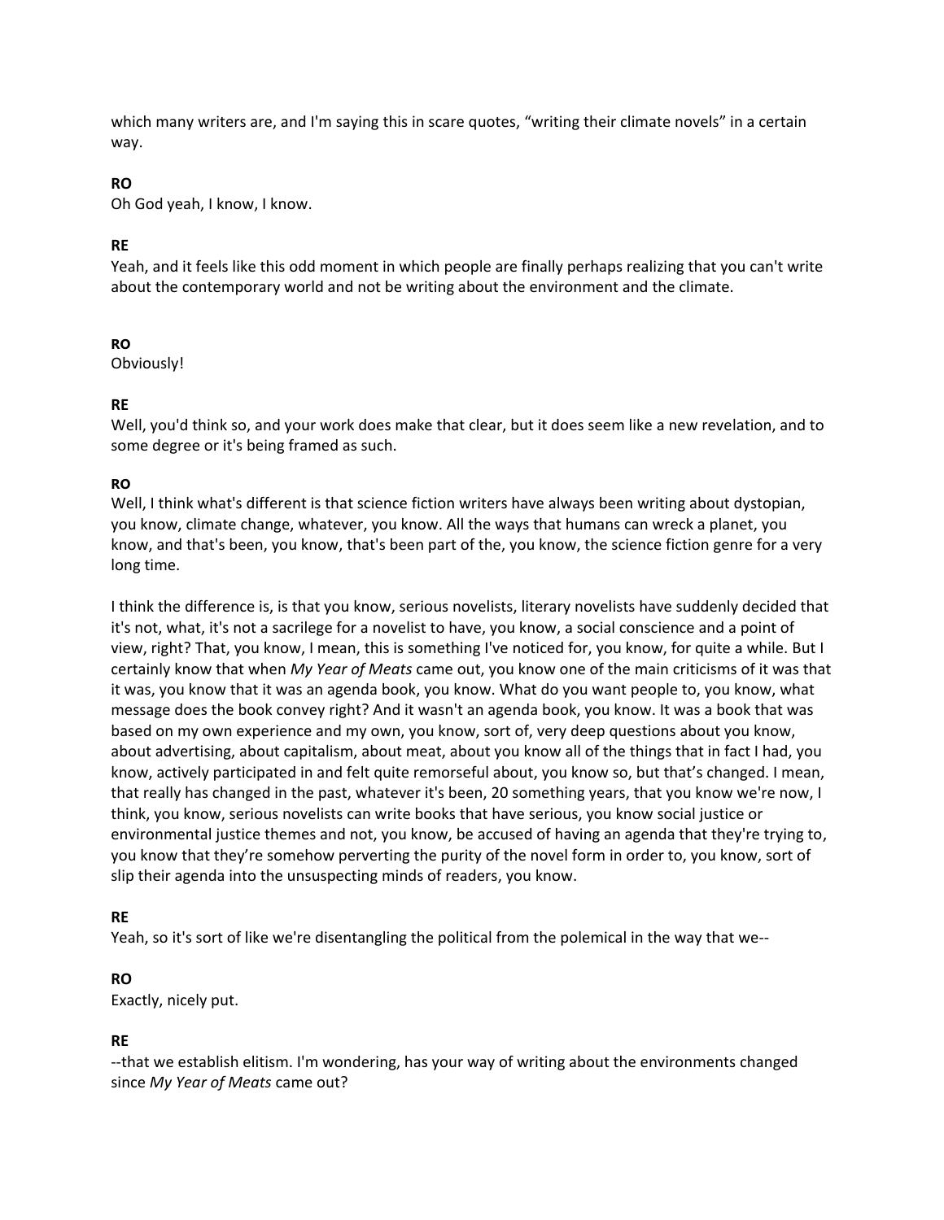which many writers are, and I'm saying this in scare quotes, "writing their climate novels" in a certain way.

**RO**
Oh God yeah, I know, I know.

**RE**
Yeah, and it feels like this odd moment in which people are finally perhaps realizing that you can't write about the contemporary world and not be writing about the environment and the climate.

**RO**
Obviously!

**RE**
Well, you'd think so, and your work does make that clear, but it does seem like a new revelation, and to some degree or it's being framed as such.

**RO**
Well, I think what's different is that science fiction writers have always been writing about dystopian, you know, climate change, whatever, you know. All the ways that humans can wreck a planet, you know, and that's been, you know, that's been part of the, you know, the science fiction genre for a very long time.

I think the difference is, is that you know, serious novelists, literary novelists have suddenly decided that it's not, what, it's not a sacrilege for a novelist to have, you know, a social conscience and a point of view, right? That, you know, I mean, this is something I've noticed for, you know, for quite a while. But I certainly know that when *My Year of Meats* came out, you know one of the main criticisms of it was that it was, you know that it was an agenda book, you know. What do you want people to, you know, what message does the book convey right? And it wasn't an agenda book, you know. It was a book that was based on my own experience and my own, you know, sort of, very deep questions about you know, about advertising, about capitalism, about meat, about you know all of the things that in fact I had, you know, actively participated in and felt quite remorseful about, you know so, but that's changed. I mean, that really has changed in the past, whatever it's been, 20 something years, that you know we're now, I think, you know, serious novelists can write books that have serious, you know social justice or environmental justice themes and not, you know, be accused of having an agenda that they're trying to, you know that they're somehow perverting the purity of the novel form in order to, you know, sort of slip their agenda into the unsuspecting minds of readers, you know.

**RE**
Yeah, so it's sort of like we're disentangling the political from the polemical in the way that we--

**RO**
Exactly, nicely put.

**RE**
--that we establish elitism. I'm wondering, has your way of writing about the environments changed since *My Year of Meats* came out?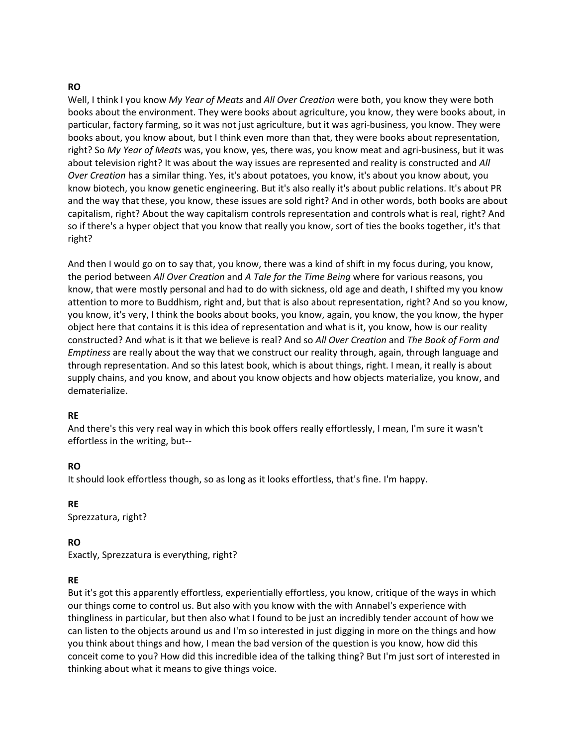**RO**
Well, I think I you know *My Year of Meats* and *All Over Creation* were both, you know they were both books about the environment. They were books about agriculture, you know, they were books about, in particular, factory farming, so it was not just agriculture, but it was agri-business, you know. They were books about, you know about, but I think even more than that, they were books about representation, right? So *My Year of Meats* was, you know, yes, there was, you know meat and agri-business, but it was about television right? It was about the way issues are represented and reality is constructed and *All Over Creation* has a similar thing. Yes, it's about potatoes, you know, it's about you know about, you know biotech, you know genetic engineering. But it's also really it's about public relations. It's about PR and the way that these, you know, these issues are sold right? And in other words, both books are about capitalism, right? About the way capitalism controls representation and controls what is real, right? And so if there's a hyper object that you know that really you know, sort of ties the books together, it's that right?

And then I would go on to say that, you know, there was a kind of shift in my focus during, you know, the period between *All Over Creation* and *A Tale for the Time Being* where for various reasons, you know, that were mostly personal and had to do with sickness, old age and death, I shifted my you know attention to more to Buddhism, right and, but that is also about representation, right? And so you know, you know, it's very, I think the books about books, you know, again, you know, the you know, the hyper object here that contains it is this idea of representation and what is it, you know, how is our reality constructed? And what is it that we believe is real? And so *All Over Creation* and *The Book of Form and Emptiness* are really about the way that we construct our reality through, again, through language and through representation. And so this latest book, which is about things, right. I mean, it really is about supply chains, and you know, and about you know objects and how objects materialize, you know, and dematerialize.

**RE**
And there's this very real way in which this book offers really effortlessly, I mean, I'm sure it wasn't effortless in the writing, but--

**RO**
It should look effortless though, so as long as it looks effortless, that's fine. I'm happy.

**RE**
Sprezzatura, right?

**RO**
Exactly, Sprezzatura is everything, right?

**RE**
But it's got this apparently effortless, experientially effortless, you know, critique of the ways in which our things come to control us. But also with you know with the with Annabel's experience with thingliness in particular, but then also what I found to be just an incredibly tender account of how we can listen to the objects around us and I'm so interested in just digging in more on the things and how you think about things and how, I mean the bad version of the question is you know, how did this conceit come to you? How did this incredible idea of the talking thing? But I'm just sort of interested in thinking about what it means to give things voice.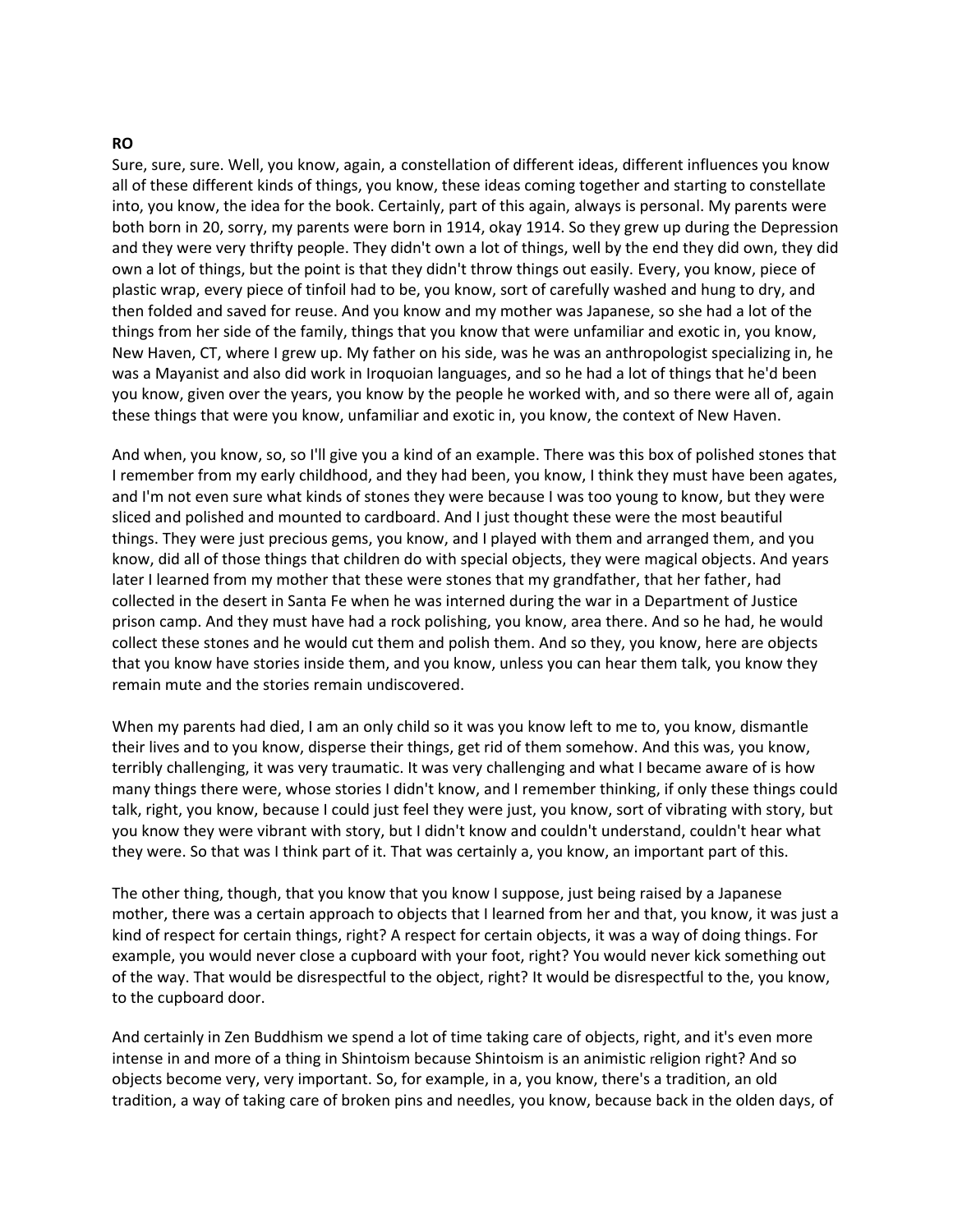**RO**

Sure, sure, sure. Well, you know, again, a constellation of different ideas, different influences you know all of these different kinds of things, you know, these ideas coming together and starting to constellate into, you know, the idea for the book. Certainly, part of this again, always is personal. My parents were both born in 20, sorry, my parents were born in 1914, okay 1914. So they grew up during the Depression and they were very thrifty people. They didn't own a lot of things, well by the end they did own, they did own a lot of things, but the point is that they didn't throw things out easily. Every, you know, piece of plastic wrap, every piece of tinfoil had to be, you know, sort of carefully washed and hung to dry, and then folded and saved for reuse. And you know and my mother was Japanese, so she had a lot of the things from her side of the family, things that you know that were unfamiliar and exotic in, you know, New Haven, CT, where I grew up. My father on his side, was he was an anthropologist specializing in, he was a Mayanist and also did work in Iroquoian languages, and so he had a lot of things that he'd been you know, given over the years, you know by the people he worked with, and so there were all of, again these things that were you know, unfamiliar and exotic in, you know, the context of New Haven.

And when, you know, so, so I'll give you a kind of an example. There was this box of polished stones that I remember from my early childhood, and they had been, you know, I think they must have been agates, and I'm not even sure what kinds of stones they were because I was too young to know, but they were sliced and polished and mounted to cardboard. And I just thought these were the most beautiful things. They were just precious gems, you know, and I played with them and arranged them, and you know, did all of those things that children do with special objects, they were magical objects. And years later I learned from my mother that these were stones that my grandfather, that her father, had collected in the desert in Santa Fe when he was interned during the war in a Department of Justice prison camp. And they must have had a rock polishing, you know, area there. And so he had, he would collect these stones and he would cut them and polish them. And so they, you know, here are objects that you know have stories inside them, and you know, unless you can hear them talk, you know they remain mute and the stories remain undiscovered.

When my parents had died, I am an only child so it was you know left to me to, you know, dismantle their lives and to you know, disperse their things, get rid of them somehow. And this was, you know, terribly challenging, it was very traumatic. It was very challenging and what I became aware of is how many things there were, whose stories I didn't know, and I remember thinking, if only these things could talk, right, you know, because I could just feel they were just, you know, sort of vibrating with story, but you know they were vibrant with story, but I didn't know and couldn't understand, couldn't hear what they were. So that was I think part of it. That was certainly a, you know, an important part of this.

The other thing, though, that you know that you know I suppose, just being raised by a Japanese mother, there was a certain approach to objects that I learned from her and that, you know, it was just a kind of respect for certain things, right? A respect for certain objects, it was a way of doing things. For example, you would never close a cupboard with your foot, right? You would never kick something out of the way. That would be disrespectful to the object, right? It would be disrespectful to the, you know, to the cupboard door.

And certainly in Zen Buddhism we spend a lot of time taking care of objects, right, and it's even more intense in and more of a thing in Shintoism because Shintoism is an animistic religion right? And so objects become very, very important. So, for example, in a, you know, there's a tradition, an old tradition, a way of taking care of broken pins and needles, you know, because back in the olden days, of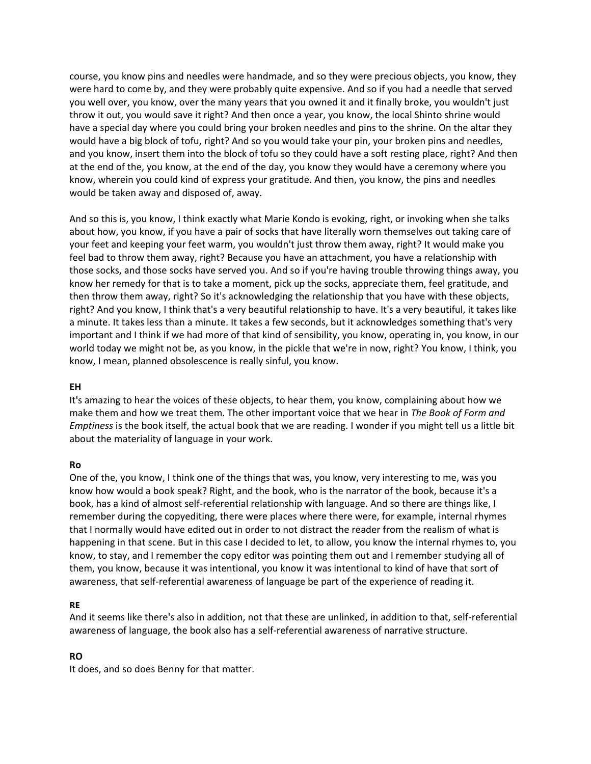course, you know pins and needles were handmade, and so they were precious objects, you know, they were hard to come by, and they were probably quite expensive. And so if you had a needle that served you well over, you know, over the many years that you owned it and it finally broke, you wouldn't just throw it out, you would save it right? And then once a year, you know, the local Shinto shrine would have a special day where you could bring your broken needles and pins to the shrine. On the altar they would have a big block of tofu, right? And so you would take your pin, your broken pins and needles, and you know, insert them into the block of tofu so they could have a soft resting place, right? And then at the end of the, you know, at the end of the day, you know they would have a ceremony where you know, wherein you could kind of express your gratitude. And then, you know, the pins and needles would be taken away and disposed of, away.

And so this is, you know, I think exactly what Marie Kondo is evoking, right, or invoking when she talks about how, you know, if you have a pair of socks that have literally worn themselves out taking care of your feet and keeping your feet warm, you wouldn't just throw them away, right? It would make you feel bad to throw them away, right? Because you have an attachment, you have a relationship with those socks, and those socks have served you. And so if you're having trouble throwing things away, you know her remedy for that is to take a moment, pick up the socks, appreciate them, feel gratitude, and then throw them away, right? So it's acknowledging the relationship that you have with these objects, right? And you know, I think that's a very beautiful relationship to have. It's a very beautiful, it takes like a minute. It takes less than a minute. It takes a few seconds, but it acknowledges something that's very important and I think if we had more of that kind of sensibility, you know, operating in, you know, in our world today we might not be, as you know, in the pickle that we're in now, right? You know, I think, you know, I mean, planned obsolescence is really sinful, you know.

**EH**
It's amazing to hear the voices of these objects, to hear them, you know, complaining about how we make them and how we treat them. The other important voice that we hear in *The Book of Form and Emptiness* is the book itself, the actual book that we are reading. I wonder if you might tell us a little bit about the materiality of language in your work.

**Ro**
One of the, you know, I think one of the things that was, you know, very interesting to me, was you know how would a book speak? Right, and the book, who is the narrator of the book, because it's a book, has a kind of almost self-referential relationship with language. And so there are things like, I remember during the copyediting, there were places where there were, for example, internal rhymes that I normally would have edited out in order to not distract the reader from the realism of what is happening in that scene. But in this case I decided to let, to allow, you know the internal rhymes to, you know, to stay, and I remember the copy editor was pointing them out and I remember studying all of them, you know, because it was intentional, you know it was intentional to kind of have that sort of awareness, that self-referential awareness of language be part of the experience of reading it.

**RE**
And it seems like there's also in addition, not that these are unlinked, in addition to that, self-referential awareness of language, the book also has a self-referential awareness of narrative structure.

**RO**
It does, and so does Benny for that matter.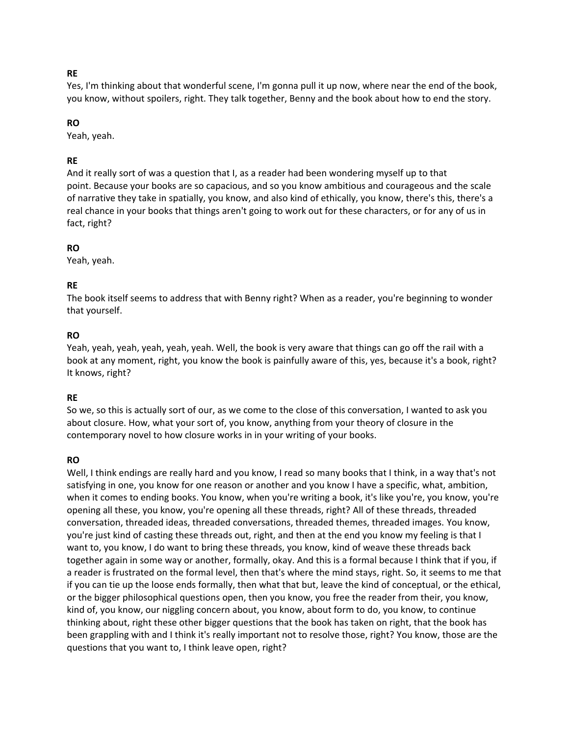**RE**

Yes, I'm thinking about that wonderful scene, I'm gonna pull it up now, where near the end of the book, you know, without spoilers, right. They talk together, Benny and the book about how to end the story.

**RO**

Yeah, yeah.

**RE**

And it really sort of was a question that I, as a reader had been wondering myself up to that point. Because your books are so capacious, and so you know ambitious and courageous and the scale of narrative they take in spatially, you know, and also kind of ethically, you know, there's this, there's a real chance in your books that things aren't going to work out for these characters, or for any of us in fact, right?

**RO**

Yeah, yeah.

**RE**

The book itself seems to address that with Benny right? When as a reader, you're beginning to wonder that yourself.

**RO**

Yeah, yeah, yeah, yeah, yeah, yeah. Well, the book is very aware that things can go off the rail with a book at any moment, right, you know the book is painfully aware of this, yes, because it's a book, right? It knows, right?

**RE**

So we, so this is actually sort of our, as we come to the close of this conversation, I wanted to ask you about closure. How, what your sort of, you know, anything from your theory of closure in the contemporary novel to how closure works in in your writing of your books.

**RO**

Well, I think endings are really hard and you know, I read so many books that I think, in a way that's not satisfying in one, you know for one reason or another and you know I have a specific, what, ambition, when it comes to ending books. You know, when you're writing a book, it's like you're, you know, you're opening all these, you know, you're opening all these threads, right? All of these threads, threaded conversation, threaded ideas, threaded conversations, threaded themes, threaded images. You know, you're just kind of casting these threads out, right, and then at the end you know my feeling is that I want to, you know, I do want to bring these threads, you know, kind of weave these threads back together again in some way or another, formally, okay. And this is a formal because I think that if you, if a reader is frustrated on the formal level, then that's where the mind stays, right. So, it seems to me that if you can tie up the loose ends formally, then what that but, leave the kind of conceptual, or the ethical, or the bigger philosophical questions open, then you know, you free the reader from their, you know, kind of, you know, our niggling concern about, you know, about form to do, you know, to continue thinking about, right these other bigger questions that the book has taken on right, that the book has been grappling with and I think it's really important not to resolve those, right? You know, those are the questions that you want to, I think leave open, right?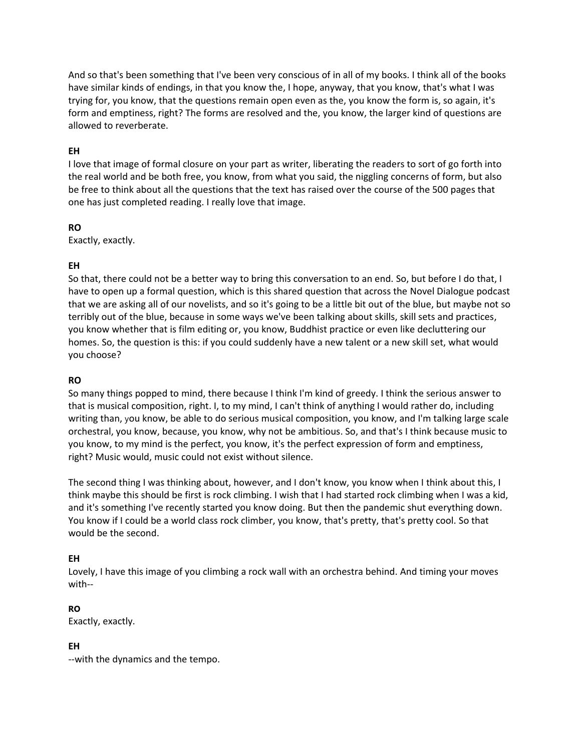And so that's been something that I've been very conscious of in all of my books. I think all of the books have similar kinds of endings, in that you know the, I hope, anyway, that you know, that's what I was trying for, you know, that the questions remain open even as the, you know the form is, so again, it's form and emptiness, right? The forms are resolved and the, you know, the larger kind of questions are allowed to reverberate.

**EH**
I love that image of formal closure on your part as writer, liberating the readers to sort of go forth into the real world and be both free, you know, from what you said, the niggling concerns of form, but also be free to think about all the questions that the text has raised over the course of the 500 pages that one has just completed reading. I really love that image.

**RO**
Exactly, exactly.

**EH**
So that, there could not be a better way to bring this conversation to an end. So, but before I do that, I have to open up a formal question, which is this shared question that across the Novel Dialogue podcast that we are asking all of our novelists, and so it's going to be a little bit out of the blue, but maybe not so terribly out of the blue, because in some ways we've been talking about skills, skill sets and practices, you know whether that is film editing or, you know, Buddhist practice or even like decluttering our homes. So, the question is this: if you could suddenly have a new talent or a new skill set, what would you choose?

**RO**
So many things popped to mind, there because I think I'm kind of greedy. I think the serious answer to that is musical composition, right. I, to my mind, I can't think of anything I would rather do, including writing than, you know, be able to do serious musical composition, you know, and I'm talking large scale orchestral, you know, because, you know, why not be ambitious. So, and that's I think because music to you know, to my mind is the perfect, you know, it's the perfect expression of form and emptiness, right? Music would, music could not exist without silence.

The second thing I was thinking about, however, and I don't know, you know when I think about this, I think maybe this should be first is rock climbing. I wish that I had started rock climbing when I was a kid, and it's something I've recently started you know doing. But then the pandemic shut everything down. You know if I could be a world class rock climber, you know, that's pretty, that's pretty cool. So that would be the second.

**EH**
Lovely, I have this image of you climbing a rock wall with an orchestra behind. And timing your moves with--

**RO**
Exactly, exactly.

**EH**
--with the dynamics and the tempo.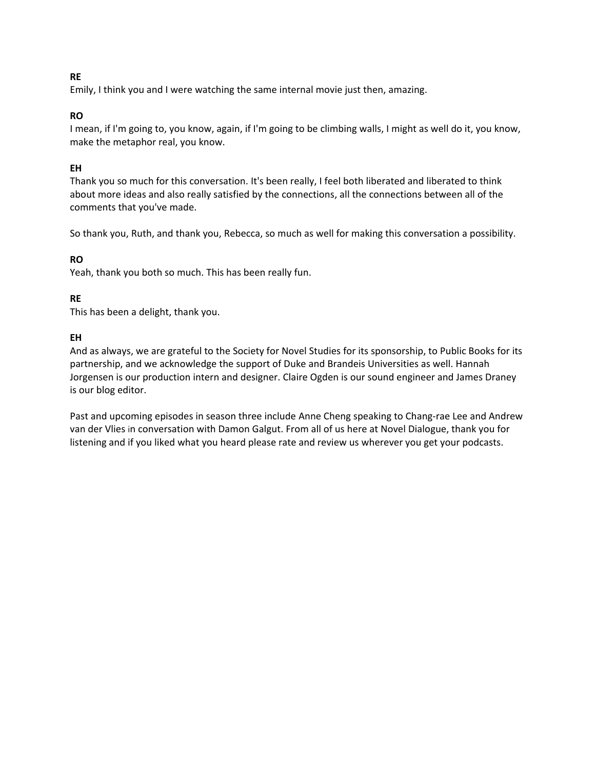**RE**
Emily, I think you and I were watching the same internal movie just then, amazing.

**RO**
I mean, if I'm going to, you know, again, if I'm going to be climbing walls, I might as well do it, you know, make the metaphor real, you know.

**EH**
Thank you so much for this conversation. It's been really, I feel both liberated and liberated to think about more ideas and also really satisfied by the connections, all the connections between all of the comments that you've made.

So thank you, Ruth, and thank you, Rebecca, so much as well for making this conversation a possibility.

**RO**
Yeah, thank you both so much. This has been really fun.

**RE**
This has been a delight, thank you.

**EH**
And as always, we are grateful to the Society for Novel Studies for its sponsorship, to Public Books for its partnership, and we acknowledge the support of Duke and Brandeis Universities as well. Hannah Jorgensen is our production intern and designer. Claire Ogden is our sound engineer and James Draney is our blog editor.

Past and upcoming episodes in season three include Anne Cheng speaking to Chang-rae Lee and Andrew van der Vlies in conversation with Damon Galgut. From all of us here at Novel Dialogue, thank you for listening and if you liked what you heard please rate and review us wherever you get your podcasts.